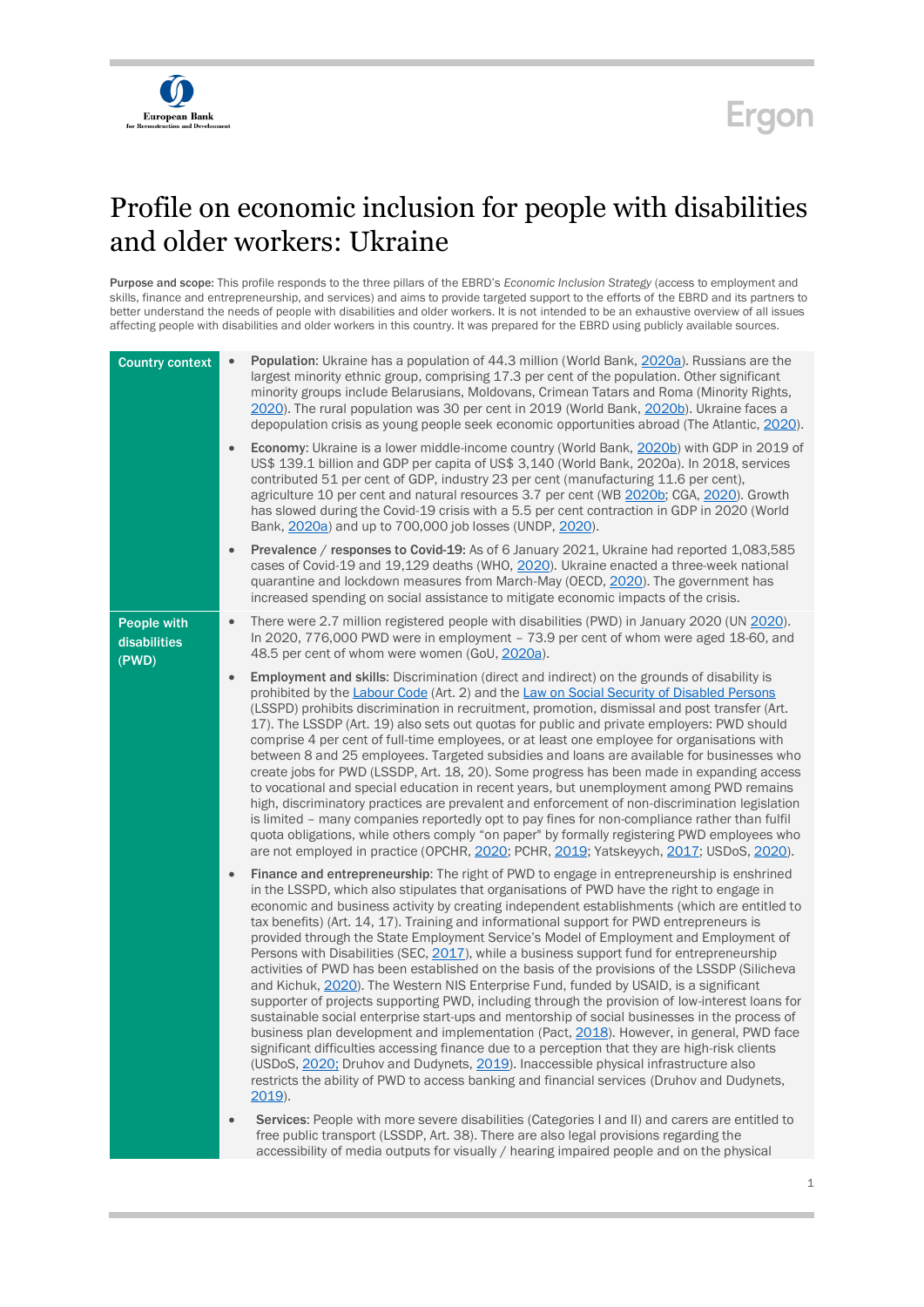# Profile on economic inclusion for people with disabilities and older workers: Ukraine

**Purpose and scope:** This profile responds to the three pillars of the EBRD's *Economic Inclusion Strategy* (access to employment and skills, finance and entrepreneurship, and services) and aims to provide targeted support to the efforts of the EBRD and its partners to better understand the needs of people with disabilities and older workers. It is not intended to be an exhaustive overview of all issues affecting people with disabilities and older workers in this country. It was prepared for the EBRD using publicly available sources.

| | |
|---|---|
| **Country context** | • **Population**: Ukraine has a population of 44.3 million (World Bank, 2020a). Russians are the largest minority ethnic group, comprising 17.3 per cent of the population. Other significant minority groups include Belarusians, Moldovans, Crimean Tatars and Roma (Minority Rights, 2020). The rural population was 30 per cent in 2019 (World Bank, 2020b). Ukraine faces a depopulation crisis as young people seek economic opportunities abroad (The Atlantic, 2020).<br><br>• **Economy**: Ukraine is a lower middle-income country (World Bank, 2020b) with GDP in 2019 of US$ 139.1 billion and GDP per capita of US$ 3,140 (World Bank, 2020a). In 2018, services contributed 51 per cent of GDP, industry 23 per cent (manufacturing 11.6 per cent), agriculture 10 per cent and natural resources 3.7 per cent (WB 2020b; CGA, 2020). Growth has slowed during the Covid-19 crisis with a 5.5 per cent contraction in GDP in 2020 (World Bank, 2020a) and up to 700,000 job losses (UNDP, 2020).<br><br>• **Prevalence / responses to Covid-19:** As of 6 January 2021, Ukraine had reported 1,083,585 cases of Covid-19 and 19,129 deaths (WHO, 2020). Ukraine enacted a three-week national quarantine and lockdown measures from March-May (OECD, 2020). The government has increased spending on social assistance to mitigate economic impacts of the crisis. |
| **People with disabilities (PWD)** | • There were 2.7 million registered people with disabilities (PWD) in January 2020 (UN 2020). In 2020, 776,000 PWD were in employment – 73.9 per cent of whom were aged 18-60, and 48.5 per cent of whom were women (GoU, 2020a).<br><br>• **Employment and skills**: Discrimination (direct and indirect) on the grounds of disability is prohibited by the Labour Code (Art. 2) and the Law on Social Security of Disabled Persons (LSSPD) prohibits discrimination in recruitment, promotion, dismissal and post transfer (Art. 17). The LSSDP (Art. 19) also sets out quotas for public and private employers: PWD should comprise 4 per cent of full-time employees, or at least one employee for organisations with between 8 and 25 employees. Targeted subsidies and loans are available for businesses who create jobs for PWD (LSSDP, Art. 18, 20). Some progress has been made in expanding access to vocational and special education in recent years, but unemployment among PWD remains high, discriminatory practices are prevalent and enforcement of non-discrimination legislation is limited – many companies reportedly opt to pay fines for non-compliance rather than fulfil quota obligations, while others comply "on paper" by formally registering PWD employees who are not employed in practice (OPCHR, 2020; PCHR, 2019; Yatskeyych, 2017; USDoS, 2020).<br><br>• **Finance and entrepreneurship**: The right of PWD to engage in entrepreneurship is enshrined in the LSSPD, which also stipulates that organisations of PWD have the right to engage in economic and business activity by creating independent establishments (which are entitled to tax benefits) (Art. 14, 17). Training and informational support for PWD entrepreneurs is provided through the State Employment Service's Model of Employment and Employment of Persons with Disabilities (SEC, 2017), while a business support fund for entrepreneurship activities of PWD has been established on the basis of the provisions of the LSSDP (Silicheva and Kichuk, 2020). The Western NIS Enterprise Fund, funded by USAID, is a significant supporter of projects supporting PWD, including through the provision of low-interest loans for sustainable social enterprise start-ups and mentorship of social businesses in the process of business plan development and implementation (Pact, 2018). However, in general, PWD face significant difficulties accessing finance due to a perception that they are high-risk clients (USDoS, 2020; Druhov and Dudynets, 2019). Inaccessible physical infrastructure also restricts the ability of PWD to access banking and financial services (Druhov and Dudynets, 2019).<br><br>• **Services**: People with more severe disabilities (Categories I and II) and carers are entitled to free public transport (LSSPD, Art. 38). There are also legal provisions regarding the accessibility of media outputs for visually / hearing impaired people and on the physical |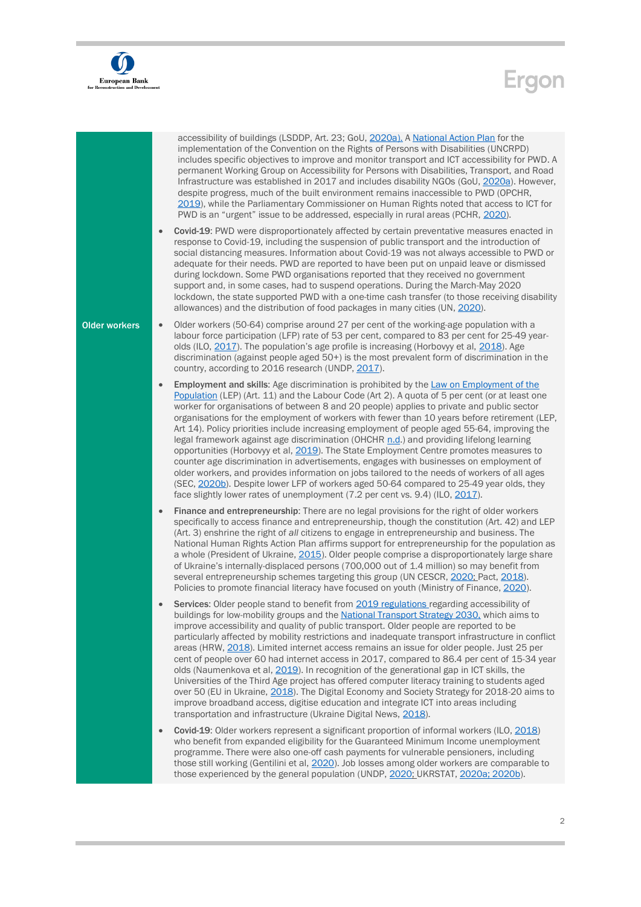| | |
|---|---|
| | accessibility of buildings (LSDDP, Art. 23; GoU, 2020a). A National Action Plan for the implementation of the Convention on the Rights of Persons with Disabilities (UNCRPD) includes specific objectives to improve and monitor transport and ICT accessibility for PWD. A permanent Working Group on Accessibility for Persons with Disabilities, Transport, and Road Infrastructure was established in 2017 and includes disability NGOs (GoU, 2020a). However, despite progress, much of the built environment remains inaccessible to PWD (OPCHR, 2019), while the Parliamentary Commissioner on Human Rights noted that access to ICT for PWD is an "urgent" issue to be addressed, especially in rural areas (PCHR, 2020).<br><br>• **Covid-19**: PWD were disproportionately affected by certain preventative measures enacted in response to Covid-19, including the suspension of public transport and the introduction of social distancing measures. Information about Covid-19 was not always accessible to PWD or adequate for their needs. PWD are reported to have been put on unpaid leave or dismissed during lockdown. Some PWD organisations reported that they received no government support and, in some cases, had to suspend operations. During the March-May 2020 lockdown, the state supported PWD with a one-time cash transfer (to those receiving disability allowances) and the distribution of food packages in many cities (UN, 2020). |
| **Older workers** | • Older workers (50-64) comprise around 27 per cent of the working-age population with a labour force participation (LFP) rate of 53 per cent, compared to 83 per cent for 25-49 year-olds (ILO, 2017). The population's age profile is increasing (Horbovyy et al, 2018). Age discrimination (against people aged 50+) is the most prevalent form of discrimination in the country, according to 2016 research (UNDP, 2017).<br><br>• **Employment and skills**: Age discrimination is prohibited by the Law on Employment of the Population (LEP) (Art. 11) and the Labour Code (Art 2). A quota of 5 per cent (or at least one worker for organisations of between 8 and 20 people) applies to private and public sector organisations for the employment of workers with fewer than 10 years before retirement (LEP, Art 14). Policy priorities include increasing employment of people aged 55-64, improving the legal framework against age discrimination (OHCHR n.d.) and providing lifelong learning opportunities (Horbovyy et al, 2019). The State Employment Centre promotes measures to counter age discrimination in advertisements, engages with businesses on employment of older workers, and provides information on jobs tailored to the needs of workers of all ages (SEC, 2020b). Despite lower LFP of workers aged 50-64 compared to 25-49 year olds, they face slightly lower rates of unemployment (7.2 per cent vs. 9.4) (ILO, 2017).<br><br>• **Finance and entrepreneurship**: There are no legal provisions for the right of older workers specifically to access finance and entrepreneurship, though the constitution (Art. 42) and LEP (Art. 3) enshrine the right of *all* citizens to engage in entrepreneurship and business. The National Human Rights Action Plan affirms support for entrepreneurship for the population as a whole (President of Ukraine, 2015). Older people comprise a disproportionately large share of Ukraine's internally-displaced persons (700,000 out of 1.4 million) so may benefit from several entrepreneurship schemes targeting this group (UN CESCR, 2020; Pact, 2018). Policies to promote financial literacy have focused on youth (Ministry of Finance, 2020).<br><br>• **Services**: Older people stand to benefit from 2019 regulations regarding accessibility of buildings for low-mobility groups and the National Transport Strategy 2030, which aims to improve accessibility and quality of public transport. Older people are reported to be particularly affected by mobility restrictions and inadequate transport infrastructure in conflict areas (HRW, 2018). Limited internet access remains an issue for older people. Just 25 per cent of people over 60 had internet access in 2017, compared to 86.4 per cent of 15-34 year olds (Naumenkova et al, 2019). In recognition of the generational gap in ICT skills, the Universities of the Third Age project has offered computer literacy training to students aged over 50 (EU in Ukraine, 2018). The Digital Economy and Society Strategy for 2018-20 aims to improve broadband access, digitise education and integrate ICT into areas including transportation and infrastructure (Ukraine Digital News, 2018).<br><br>• **Covid-19**: Older workers represent a significant proportion of informal workers (ILO, 2018) who benefit from expanded eligibility for the Guaranteed Minimum Income unemployment programme. There were also one-off cash payments for vulnerable pensioners, including those still working (Gentilini et al, 2020). Job losses among older workers are comparable to those experienced by the general population (UNDP, 2020; UKRSTAT, 2020a; 2020b). |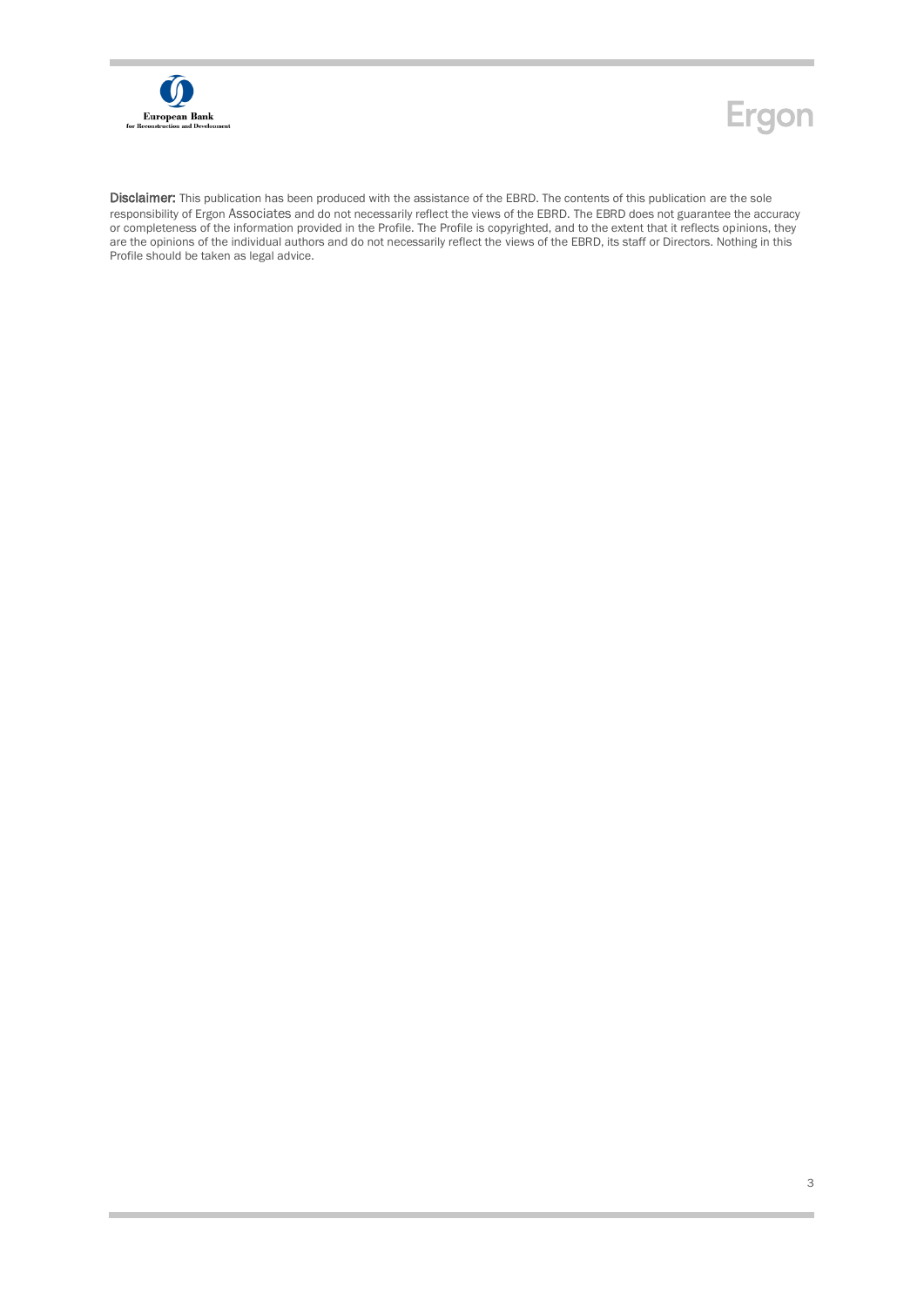**Disclaimer:** This publication has been produced with the assistance of the EBRD. The contents of this publication are the sole responsibility of Ergon Associates and do not necessarily reflect the views of the EBRD. The EBRD does not guarantee the accuracy or completeness of the information provided in the Profile. The Profile is copyrighted, and to the extent that it reflects opinions, they are the opinions of the individual authors and do not necessarily reflect the views of the EBRD, its staff or Directors. Nothing in this Profile should be taken as legal advice.